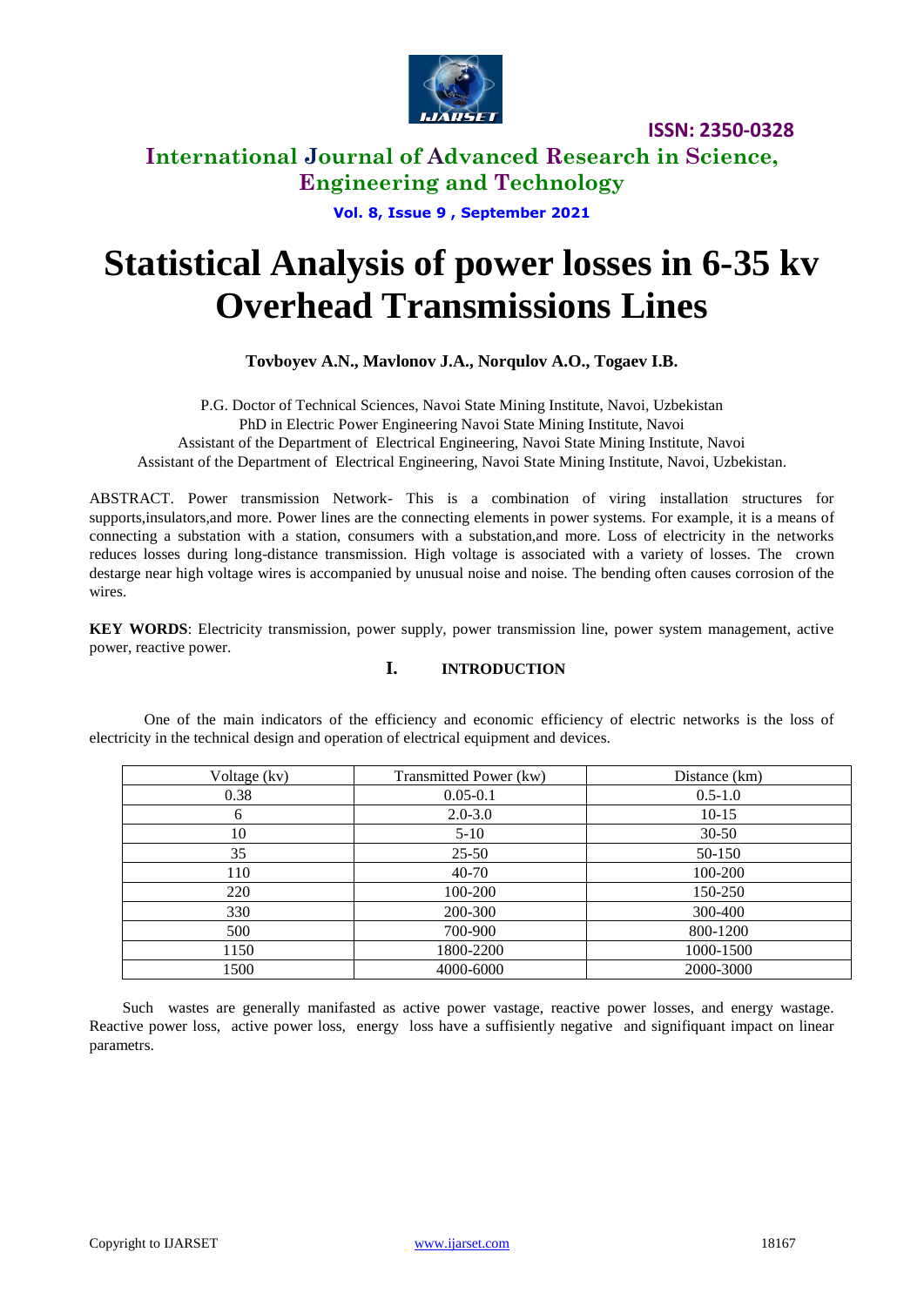# Statistical Analysis of power losses in 6-35 kv Overhead Transmissions Lines

**Tovboyev A.N., Mavlonov J.A., Norqulov A.O., Togaev I.B.**

P.G. Doctor of Technical Sciences, Navoi State Mining Institute, Navoi, Uzbekistan
PhD in Electric Power Engineering Navoi State Mining Institute, Navoi
Assistant of the Department of Electrical Engineering, Navoi State Mining Institute, Navoi
Assistant of the Department of Electrical Engineering, Navoi State Mining Institute, Navoi, Uzbekistan.

ABSTRACT. Power transmission Network- This is a combination of viring installation structures for supports,insulators,and more. Power lines are the connecting elements in power systems. For example, it is a means of connecting a substation with a station, consumers with a substation,and more. Loss of electricity in the networks reduces losses during long-distance transmission. High voltage is associated with a variety of losses. The crown destarge near high voltage wires is accompanied by unusual noise and noise. The bending often causes corrosion of the wires.

**KEY WORDS**: Electricity transmission, power supply, power transmission line, power system management, active power, reactive power.

## I. INTRODUCTION

One of the main indicators of the efficiency and economic efficiency of electric networks is the loss of electricity in the technical design and operation of electrical equipment and devices.

| Voltage (kv) | Transmitted Power (kw) | Distance (km) |
|---|---|---|
| 0.38 | 0.05-0.1 | 0.5-1.0 |
| 6 | 2.0-3.0 | 10-15 |
| 10 | 5-10 | 30-50 |
| 35 | 25-50 | 50-150 |
| 110 | 40-70 | 100-200 |
| 220 | 100-200 | 150-250 |
| 330 | 200-300 | 300-400 |
| 500 | 700-900 | 800-1200 |
| 1150 | 1800-2200 | 1000-1500 |
| 1500 | 4000-6000 | 2000-3000 |

Such wastes are generally manifasted as active power vastage, reactive power losses, and energy wastage. Reactive power loss, active power loss, energy loss have a suffisiently negative and signifiquant impact on linear parametrs.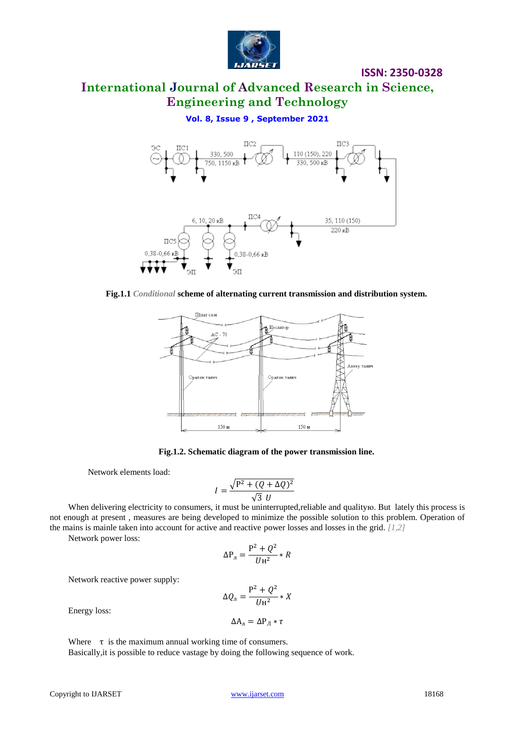**Fig.1.1** *Conditional* **scheme of alternating current transmission and distribution system.**

**Fig.1.2. Schematic diagram of the power transmission line.**

Network elements load:

$$I = \frac{\sqrt{P^2 + (Q + \Delta Q)^2}}{\sqrt{3}\ U}$$

When delivering electricity to consumers, it must be uninterrupted,reliable and qualityю. But lately this process is not enough at present , measures are being developed to minimize the possible solution to this problem. Operation of the mains is mainle taken into account for active and reactive power losses and losses in the grid. *[1,2]*

Network power loss:

$$\Delta P_{л} = \frac{P^2 + Q^2}{U_{Н}^2} * R$$

Network reactive power supply:

$$\Delta Q_{л} = \frac{P^2 + Q^2}{U_{Н}^2} * X$$

Energy loss:

$$\Delta A_{л} = \Delta P_{Л} * \tau$$

Where $\tau$ is the maximum annual working time of consumers.

Basically,it is possible to reduce vastage by doing the following sequence of work.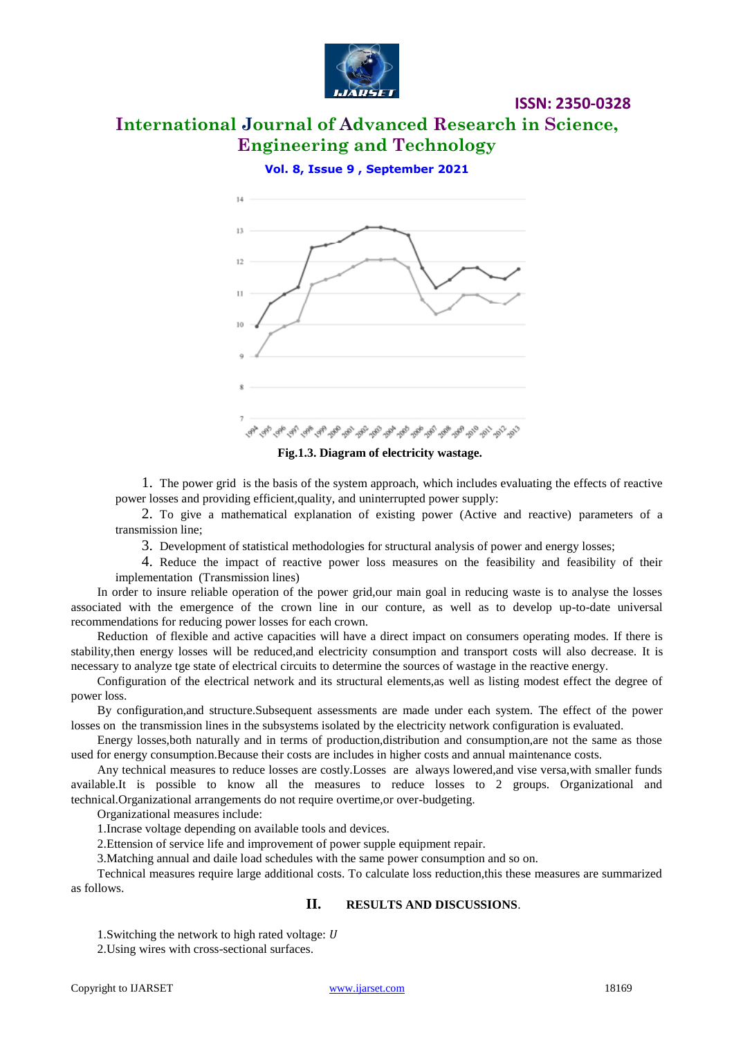Fig.1.3. Diagram of electricity wastage.

1. The power grid is the basis of the system approach, which includes evaluating the effects of reactive power losses and providing efficient,quality, and uninterrupted power supply:

2. To give a mathematical explanation of existing power (Active and reactive) parameters of a transmission line;

3. Development of statistical methodologies for structural analysis of power and energy losses;

4. Reduce the impact of reactive power loss measures on the feasibility and feasibility of their implementation (Transmission lines)

In order to insure reliable operation of the power grid,our main goal in reducing waste is to analyse the losses associated with the emergence of the crown line in our conture, as well as to develop up-to-date universal recommendations for reducing power losses for each crown.

Reduction of flexible and active capacities will have a direct impact on consumers operating modes. If there is stability,then energy losses will be reduced,and electricity consumption and transport costs will also decrease. It is necessary to analyze tge state of electrical circuits to determine the sources of wastage in the reactive energy.

Configuration of the electrical network and its structural elements,as well as listing modest effect the degree of power loss.

By configuration,and structure.Subsequent assessments are made under each system. The effect of the power losses on the transmission lines in the subsystems isolated by the electricity network configuration is evaluated.

Energy losses,both naturally and in terms of production,distribution and consumption,are not the same as those used for energy consumption.Because their costs are includes in higher costs and annual maintenance costs.

Any technical measures to reduce losses are costly.Losses are always lowered,and vise versa,with smaller funds available.It is possible to know all the measures to reduce losses to 2 groups. Organizational and technical.Organizational arrangements do not require overtime,or over-budgeting.

Organizational measures include:

1.Incrase voltage depending on available tools and devices.

2.Ettension of service life and improvement of power supple equipment repair.

3.Matching annual and daile load schedules with the same power consumption and so on.

Technical measures require large additional costs. To calculate loss reduction,this these measures are summarized as follows.

## II. RESULTS AND DISCUSSIONS.

1.Switching the network to high rated voltage: $U$

2.Using wires with cross-sectional surfaces.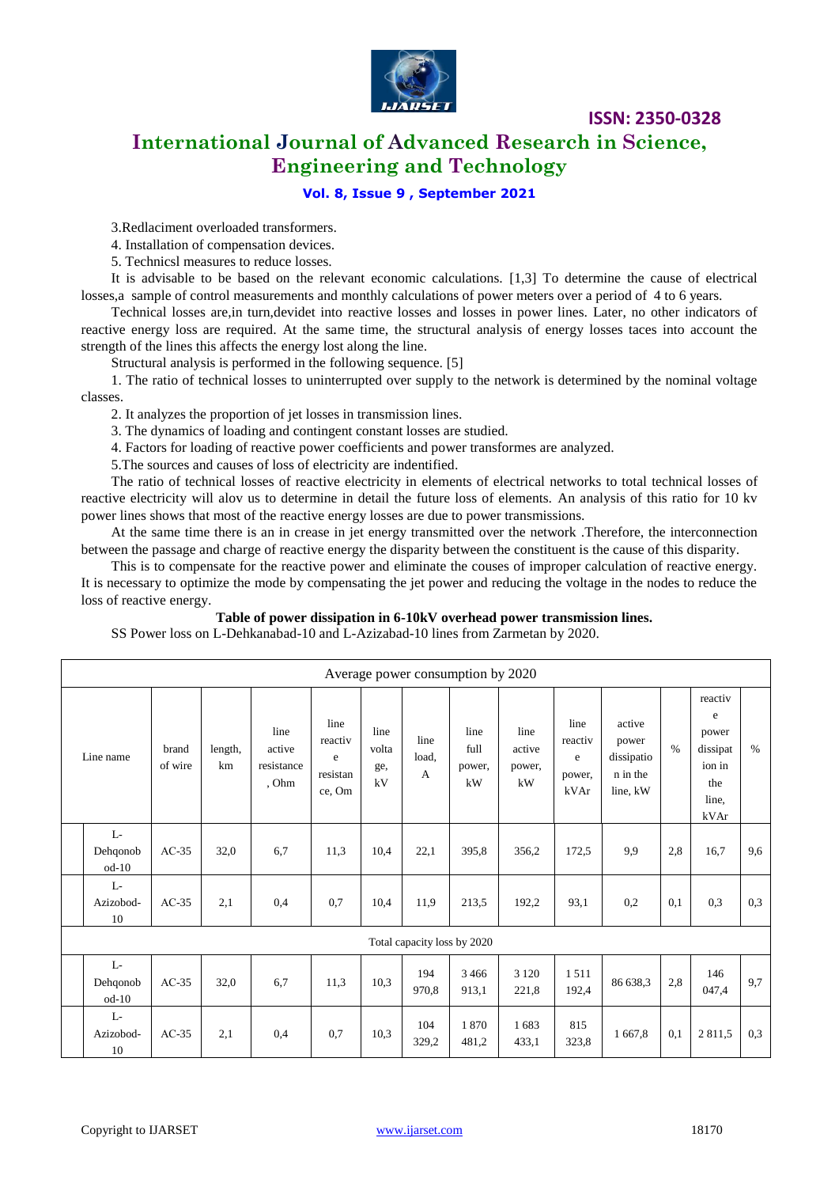3.Redlaciment overloaded transformers.

4. Installation of compensation devices.

5. Technicsl measures to reduce losses.

It is advisable to be based on the relevant economic calculations. [1,3] To determine the cause of electrical losses,a sample of control measurements and monthly calculations of power meters over a period of 4 to 6 years.

Technical losses are,in turn,devidet into reactive losses and losses in power lines. Later, no other indicators of reactive energy loss are required. At the same time, the structural analysis of energy losses taces into account the strength of the lines this affects the energy lost along the line.

Structural analysis is performed in the following sequence. [5]

1. The ratio of technical losses to uninterrupted over supply to the network is determined by the nominal voltage classes.

2. It analyzes the proportion of jet losses in transmission lines.

3. The dynamics of loading and contingent constant losses are studied.

4. Factors for loading of reactive power coefficients and power transformes are analyzed.

5.The sources and causes of loss of electricity are indentified.

The ratio of technical losses of reactive electricity in elements of electrical networks to total technical losses of reactive electricity will alov us to determine in detail the future loss of elements. An analysis of this ratio for 10 kv power lines shows that most of the reactive energy losses are due to power transmissions.

At the same time there is an in crease in jet energy transmitted over the network .Therefore, the interconnection between the passage and charge of reactive energy the disparity between the constituent is the cause of this disparity.

This is to compensate for the reactive power and eliminate the couses of improper calculation of reactive energy. It is necessary to optimize the mode by compensating the jet power and reducing the voltage in the nodes to reduce the loss of reactive energy.

**Table of power dissipation in 6-10kV overhead power transmission lines.**

SS Power loss on L-Dehkanabad-10 and L-Azizabad-10 lines from Zarmetan by 2020.

| Line name | brand of wire | length, km | line active resistance, Ohm | line reactive resistance, Om | line voltage, kV | line load, A | line full power, kW | line active power, kW | line reactive power, kVAr | active power dissipation in the line, kW | % | reactive power dissipation in the line, kVAr | % |
|---|---|---|---|---|---|---|---|---|---|---|---|---|---|
| Average power consumption by 2020 | | | | | | | | | | | | | |
| L-Dehqonobod-10 | AC-35 | 32,0 | 6,7 | 11,3 | 10,4 | 22,1 | 395,8 | 356,2 | 172,5 | 9,9 | 2,8 | 16,7 | 9,6 |
| L-Azizobod-10 | AC-35 | 2,1 | 0,4 | 0,7 | 10,4 | 11,9 | 213,5 | 192,2 | 93,1 | 0,2 | 0,1 | 0,3 | 0,3 |
| Total capacity loss by 2020 | | | | | | | | | | | | | |
| L-Dehqonobod-10 | AC-35 | 32,0 | 6,7 | 11,3 | 10,3 | 194 970,8 | 3 466 913,1 | 3 120 221,8 | 1 511 192,4 | 86 638,3 | 2,8 | 146 047,4 | 9,7 |
| L-Azizobod-10 | AC-35 | 2,1 | 0,4 | 0,7 | 10,3 | 104 329,2 | 1 870 481,2 | 1 683 433,1 | 815 323,8 | 1 667,8 | 0,1 | 2 811,5 | 0,3 |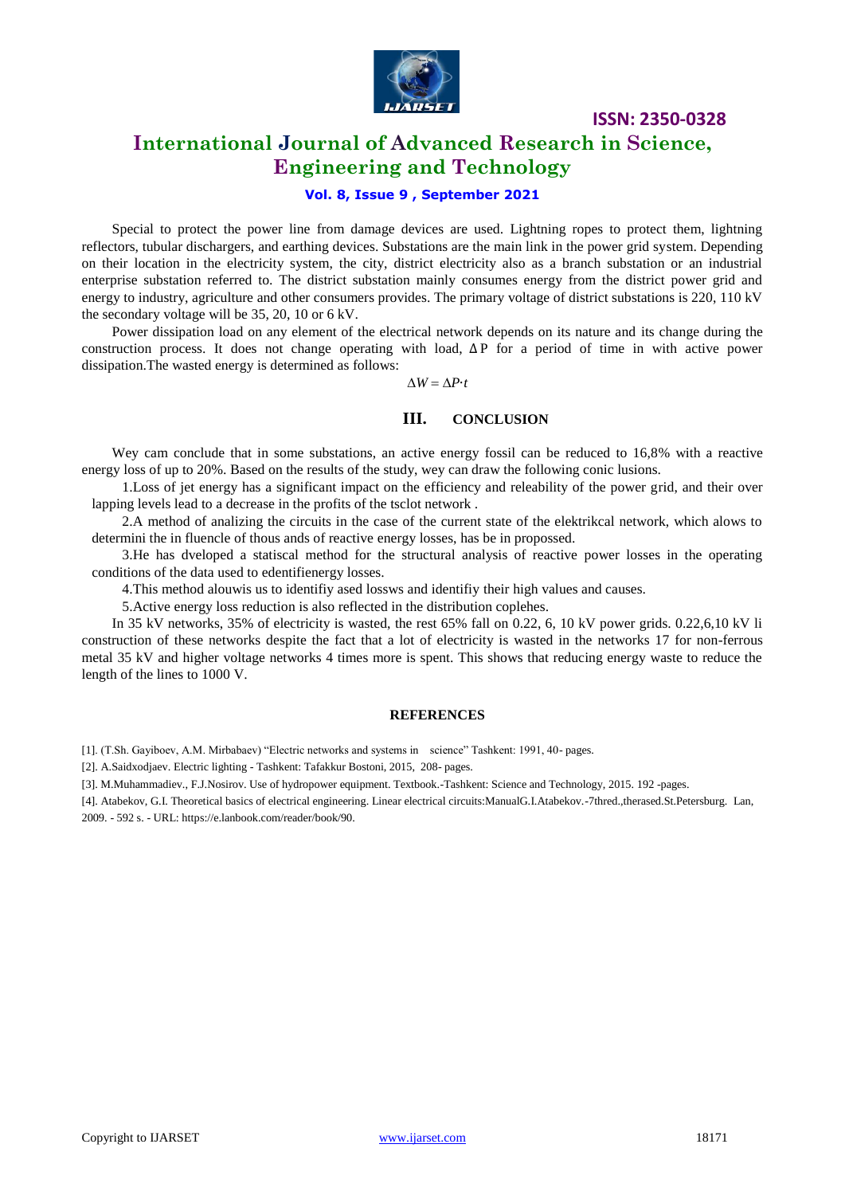Special to protect the power line from damage devices are used. Lightning ropes to protect them, lightning reflectors, tubular dischargers, and earthing devices. Substations are the main link in the power grid system. Depending on their location in the electricity system, the city, district electricity also as a branch substation or an industrial enterprise substation referred to. The district substation mainly consumes energy from the district power grid and energy to industry, agriculture and other consumers provides. The primary voltage of district substations is 220, 110 kV the secondary voltage will be 35, 20, 10 or 6 kV.

Power dissipation load on any element of the electrical network depends on its nature and its change during the construction process. It does not change operating with load, $\Delta P$ for a period of time in with active power dissipation.The wasted energy is determined as follows:

$$\Delta W = \Delta P \cdot t$$

## III. CONCLUSION

Wey cam conclude that in some substations, an active energy fossil can be reduced to 16,8% with a reactive energy loss of up to 20%. Based on the results of the study, wey can draw the following conic lusions.

1.Loss of jet energy has a significant impact on the efficiency and releability of the power grid, and their over lapping levels lead to a decrease in the profits of the tsclot network .

2.A method of analizing the circuits in the case of the current state of the elektrikcal network, which alows to determini the in fluencle of thous ands of reactive energy losses, has be in propossed.

3.He has dveloped a statiscal method for the structural analysis of reactive power losses in the operating conditions of the data used to edentifienergy losses.

4.This method alouwis us to identifiy ased lossws and identifiy their high values and causes.

5.Active energy loss reduction is also reflected in the distribution coplehes.

In 35 kV networks, 35% of electricity is wasted, the rest 65% fall on 0.22, 6, 10 kV power grids. 0.22,6,10 kV li construction of these networks despite the fact that a lot of electricity is wasted in the networks 17 for non-ferrous metal 35 kV and higher voltage networks 4 times more is spent. This shows that reducing energy waste to reduce the length of the lines to 1000 V.

## REFERENCES

[1]. (T.Sh. Gayiboev, A.M. Mirbabaev) "Electric networks and systems in science" Tashkent: 1991, 40- pages.

[2]. A.Saidxodjaev. Electric lighting - Tashkent: Tafakkur Bostoni, 2015, 208- pages.

[3]. M.Muhammadiev., F.J.Nosirov. Use of hydropower equipment. Textbook.-Tashkent: Science and Technology, 2015. 192 -pages.

[4]. Atabekov, G.I. Theoretical basics of electrical engineering. Linear electrical circuits:ManualG.I.Atabekov.-7thred.,therased.St.Petersburg. Lan, 2009. - 592 s. - URL: https://e.lanbook.com/reader/book/90.